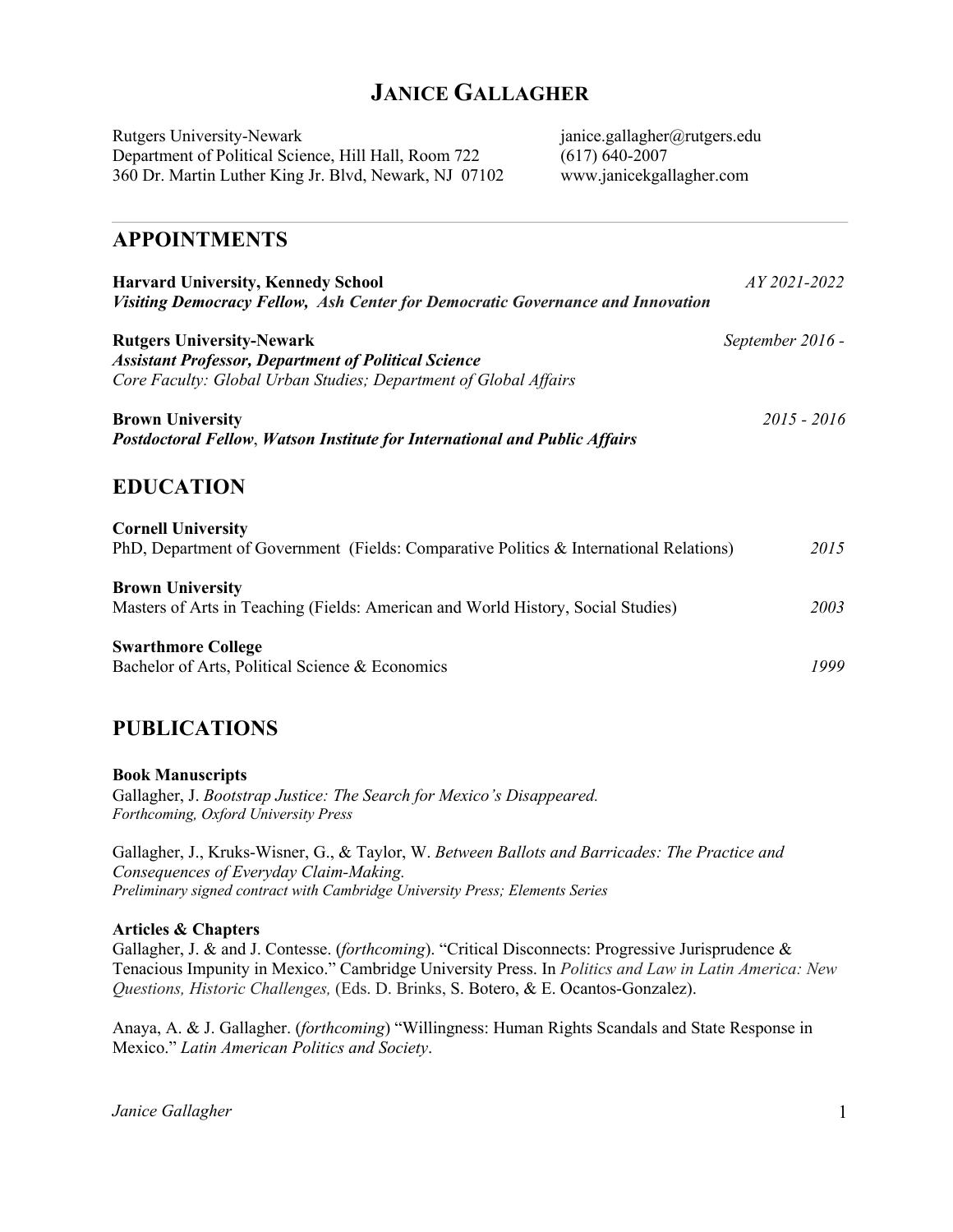# JANICE GALLAGHER

Rutgers University-Newark
Department of Political Science, Hill Hall, Room 722
360 Dr. Martin Luther King Jr. Blvd, Newark, NJ 07102

janice.gallagher@rutgers.edu
(617) 640-2007
www.janicekgallagher.com

---

## APPOINTMENTS

**Harvard University, Kennedy School** *AY 2021-2022*
***Visiting Democracy Fellow, Ash Center for Democratic Governance and Innovation***

**Rutgers University-Newark** *September 2016 -*
***Assistant Professor, Department of Political Science***
*Core Faculty: Global Urban Studies; Department of Global Affairs*

**Brown University** *2015 - 2016*
***Postdoctoral Fellow*, *Watson Institute for International and Public Affairs***

## EDUCATION

**Cornell University**
PhD, Department of Government (Fields: Comparative Politics & International Relations) *2015*

**Brown University**
Masters of Arts in Teaching (Fields: American and World History, Social Studies) *2003*

**Swarthmore College**
Bachelor of Arts, Political Science & Economics *1999*

## PUBLICATIONS

**Book Manuscripts**
Gallagher, J. *Bootstrap Justice: The Search for Mexico's Disappeared.*
*Forthcoming, Oxford University Press*

Gallagher, J., Kruks-Wisner, G., & Taylor, W. *Between Ballots and Barricades: The Practice and Consequences of Everyday Claim-Making.*
*Preliminary signed contract with Cambridge University Press; Elements Series*

**Articles & Chapters**
Gallagher, J. & and J. Contesse. (*forthcoming*). "Critical Disconnects: Progressive Jurisprudence & Tenacious Impunity in Mexico." Cambridge University Press. In *Politics and Law in Latin America: New Questions, Historic Challenges,* (Eds. D. Brinks, S. Botero, & E. Ocantos-Gonzalez).

Anaya, A. & J. Gallagher. (*forthcoming*) "Willingness: Human Rights Scandals and State Response in Mexico." *Latin American Politics and Society*.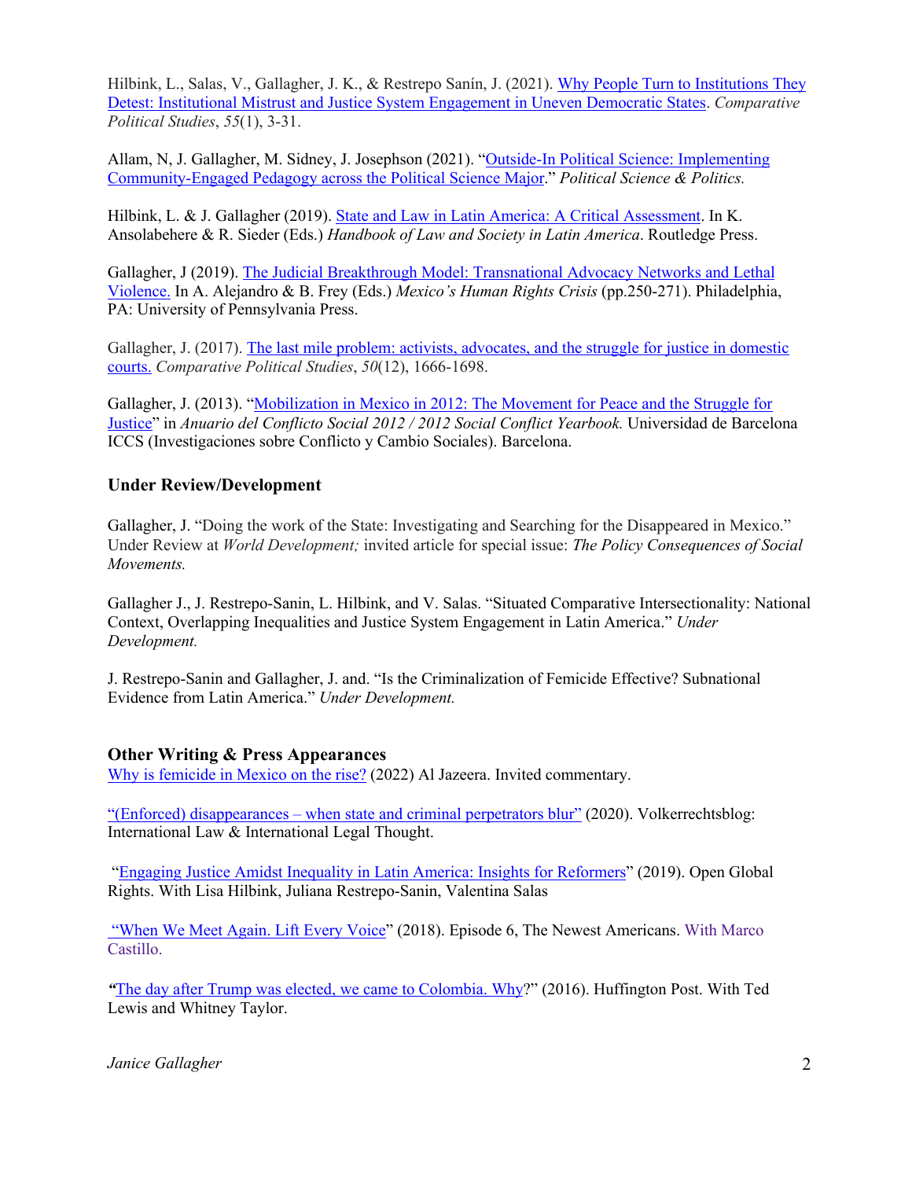Hilbink, L., Salas, V., Gallagher, J. K., & Restrepo Sanín, J. (2021). Why People Turn to Institutions They Detest: Institutional Mistrust and Justice System Engagement in Uneven Democratic States. *Comparative Political Studies*, *55*(1), 3-31.

Allam, N, J. Gallagher, M. Sidney, J. Josephson (2021). "Outside-In Political Science: Implementing Community-Engaged Pedagogy across the Political Science Major." *Political Science & Politics.*

Hilbink, L. & J. Gallagher (2019). State and Law in Latin America: A Critical Assessment. In K. Ansolabehere & R. Sieder (Eds.) *Handbook of Law and Society in Latin America*. Routledge Press.

Gallagher, J (2019). The Judicial Breakthrough Model: Transnational Advocacy Networks and Lethal Violence. In A. Alejandro & B. Frey (Eds.) *Mexico's Human Rights Crisis* (pp.250-271). Philadelphia, PA: University of Pennsylvania Press.

Gallagher, J. (2017). The last mile problem: activists, advocates, and the struggle for justice in domestic courts. *Comparative Political Studies*, *50*(12), 1666-1698.

Gallagher, J. (2013). "Mobilization in Mexico in 2012: The Movement for Peace and the Struggle for Justice" in *Anuario del Conflicto Social 2012 / 2012 Social Conflict Yearbook.* Universidad de Barcelona ICCS (Investigaciones sobre Conflicto y Cambio Sociales). Barcelona.

### Under Review/Development

Gallagher, J. "Doing the work of the State: Investigating and Searching for the Disappeared in Mexico." Under Review at *World Development;* invited article for special issue: *The Policy Consequences of Social Movements.*

Gallagher J., J. Restrepo-Sanin, L. Hilbink, and V. Salas. "Situated Comparative Intersectionality: National Context, Overlapping Inequalities and Justice System Engagement in Latin America." *Under Development.*

J. Restrepo-Sanin and Gallagher, J. and. "Is the Criminalization of Femicide Effective? Subnational Evidence from Latin America." *Under Development.*

### Other Writing & Press Appearances

Why is femicide in Mexico on the rise? (2022) Al Jazeera. Invited commentary.

"(Enforced) disappearances – when state and criminal perpetrators blur" (2020). Volkerrechtsblog: International Law & International Legal Thought.

"Engaging Justice Amidst Inequality in Latin America: Insights for Reformers" (2019). Open Global Rights. With Lisa Hilbink, Juliana Restrepo-Sanin, Valentina Salas

"When We Meet Again. Lift Every Voice" (2018). Episode 6, The Newest Americans. With Marco Castillo.

"The day after Trump was elected, we came to Colombia. Why?" (2016). Huffington Post. With Ted Lewis and Whitney Taylor.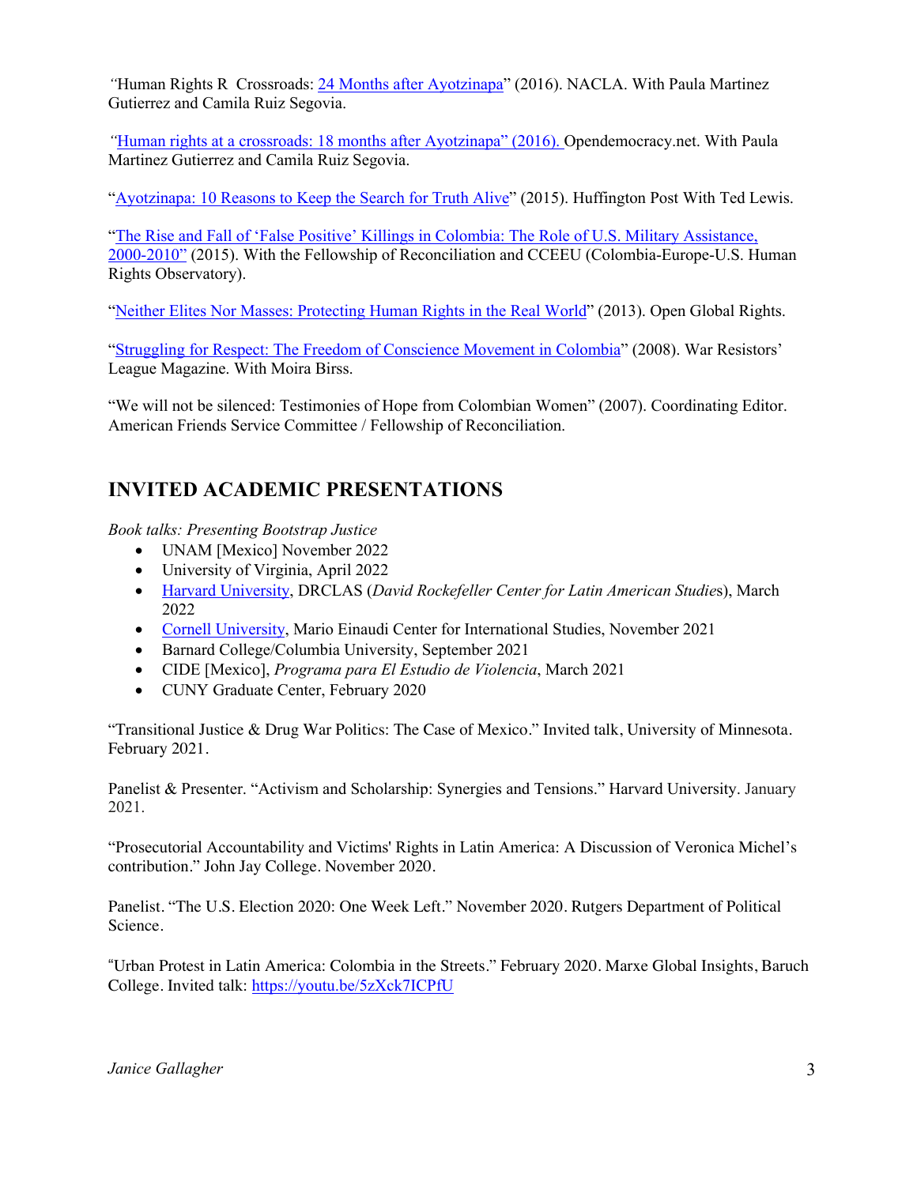"Human Rights R  Crossroads: 24 Months after Ayotzinapa" (2016). NACLA. With Paula Martinez Gutierrez and Camila Ruiz Segovia.

"Human rights at a crossroads: 18 months after Ayotzinapa" (2016). Opendemocracy.net. With Paula Martinez Gutierrez and Camila Ruiz Segovia.

"Ayotzinapa: 10 Reasons to Keep the Search for Truth Alive" (2015). Huffington Post With Ted Lewis.

"The Rise and Fall of 'False Positive' Killings in Colombia: The Role of U.S. Military Assistance, 2000-2010" (2015). With the Fellowship of Reconciliation and CCEEU (Colombia-Europe-U.S. Human Rights Observatory).

"Neither Elites Nor Masses: Protecting Human Rights in the Real World" (2013). Open Global Rights.

"Struggling for Respect: The Freedom of Conscience Movement in Colombia" (2008). War Resistors' League Magazine. With Moira Birss.

"We will not be silenced: Testimonies of Hope from Colombian Women" (2007). Coordinating Editor. American Friends Service Committee / Fellowship of Reconciliation.

## INVITED ACADEMIC PRESENTATIONS

*Book talks: Presenting Bootstrap Justice*

- UNAM [Mexico] November 2022
- University of Virginia, April 2022
- Harvard University, DRCLAS (*David Rockefeller Center for Latin American Studies*), March 2022
- Cornell University, Mario Einaudi Center for International Studies, November 2021
- Barnard College/Columbia University, September 2021
- CIDE [Mexico], *Programa para El Estudio de Violencia*, March 2021
- CUNY Graduate Center, February 2020

"Transitional Justice & Drug War Politics: The Case of Mexico." Invited talk, University of Minnesota. February 2021.

Panelist & Presenter. "Activism and Scholarship: Synergies and Tensions." Harvard University. January 2021.

"Prosecutorial Accountability and Victims' Rights in Latin America: A Discussion of Veronica Michel's contribution." John Jay College. November 2020.

Panelist. "The U.S. Election 2020: One Week Left." November 2020. Rutgers Department of Political Science.

"Urban Protest in Latin America: Colombia in the Streets." February 2020. Marxe Global Insights, Baruch College. Invited talk: https://youtu.be/5zXck7ICPfU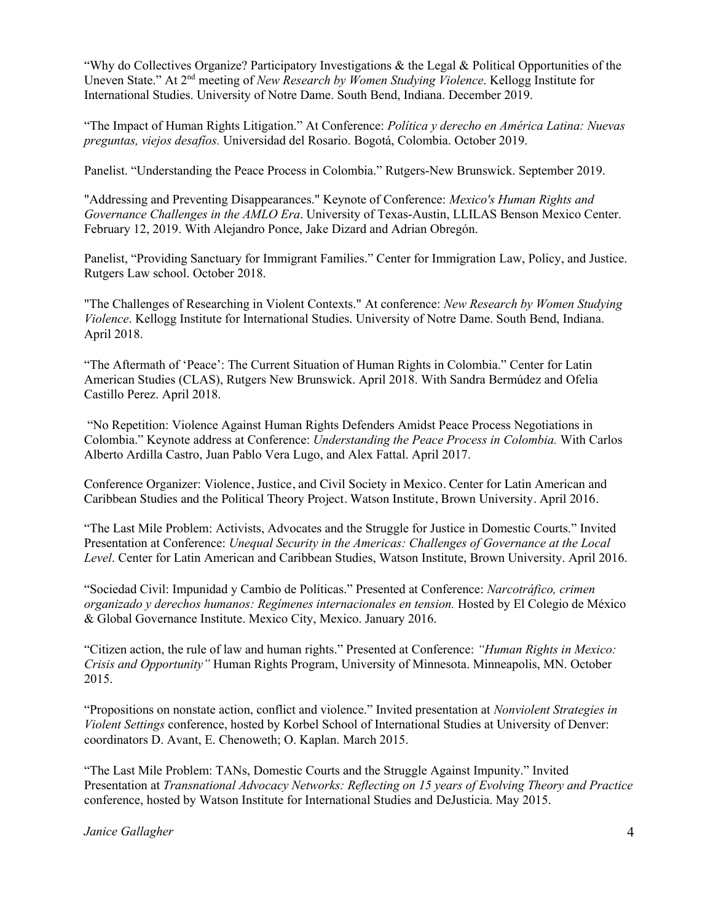"Why do Collectives Organize? Participatory Investigations & the Legal & Political Opportunities of the Uneven State." At 2nd meeting of *New Research by Women Studying Violence*. Kellogg Institute for International Studies. University of Notre Dame. South Bend, Indiana. December 2019.

"The Impact of Human Rights Litigation." At Conference: *Política y derecho en América Latina: Nuevas preguntas, viejos desafíos.* Universidad del Rosario. Bogotá, Colombia. October 2019.

Panelist. "Understanding the Peace Process in Colombia." Rutgers-New Brunswick. September 2019.

"Addressing and Preventing Disappearances." Keynote of Conference: *Mexico's Human Rights and Governance Challenges in the AMLO Era*. University of Texas-Austin, LLILAS Benson Mexico Center. February 12, 2019. With Alejandro Ponce, Jake Dizard and Adrian Obregón.

Panelist, "Providing Sanctuary for Immigrant Families." Center for Immigration Law, Policy, and Justice. Rutgers Law school. October 2018.

"The Challenges of Researching in Violent Contexts." At conference: *New Research by Women Studying Violence*. Kellogg Institute for International Studies. University of Notre Dame. South Bend, Indiana. April 2018.

"The Aftermath of 'Peace': The Current Situation of Human Rights in Colombia." Center for Latin American Studies (CLAS), Rutgers New Brunswick. April 2018. With Sandra Bermúdez and Ofelia Castillo Perez. April 2018.

"No Repetition: Violence Against Human Rights Defenders Amidst Peace Process Negotiations in Colombia." Keynote address at Conference: *Understanding the Peace Process in Colombia.* With Carlos Alberto Ardilla Castro, Juan Pablo Vera Lugo, and Alex Fattal. April 2017.

Conference Organizer: Violence, Justice, and Civil Society in Mexico. Center for Latin American and Caribbean Studies and the Political Theory Project. Watson Institute, Brown University. April 2016.

"The Last Mile Problem: Activists, Advocates and the Struggle for Justice in Domestic Courts." Invited Presentation at Conference: *Unequal Security in the Americas: Challenges of Governance at the Local Level*. Center for Latin American and Caribbean Studies, Watson Institute, Brown University. April 2016.

"Sociedad Civil: Impunidad y Cambio de Políticas." Presented at Conference: *Narcotráfico, crimen organizado y derechos humanos: Regímenes internacionales en tension.* Hosted by El Colegio de México & Global Governance Institute. Mexico City, Mexico. January 2016.

"Citizen action, the rule of law and human rights." Presented at Conference: *"Human Rights in Mexico: Crisis and Opportunity"* Human Rights Program, University of Minnesota. Minneapolis, MN. October 2015.

"Propositions on nonstate action, conflict and violence." Invited presentation at *Nonviolent Strategies in Violent Settings* conference, hosted by Korbel School of International Studies at University of Denver: coordinators D. Avant, E. Chenoweth; O. Kaplan. March 2015.

"The Last Mile Problem: TANs, Domestic Courts and the Struggle Against Impunity." Invited Presentation at *Transnational Advocacy Networks: Reflecting on 15 years of Evolving Theory and Practice* conference, hosted by Watson Institute for International Studies and DeJusticia. May 2015.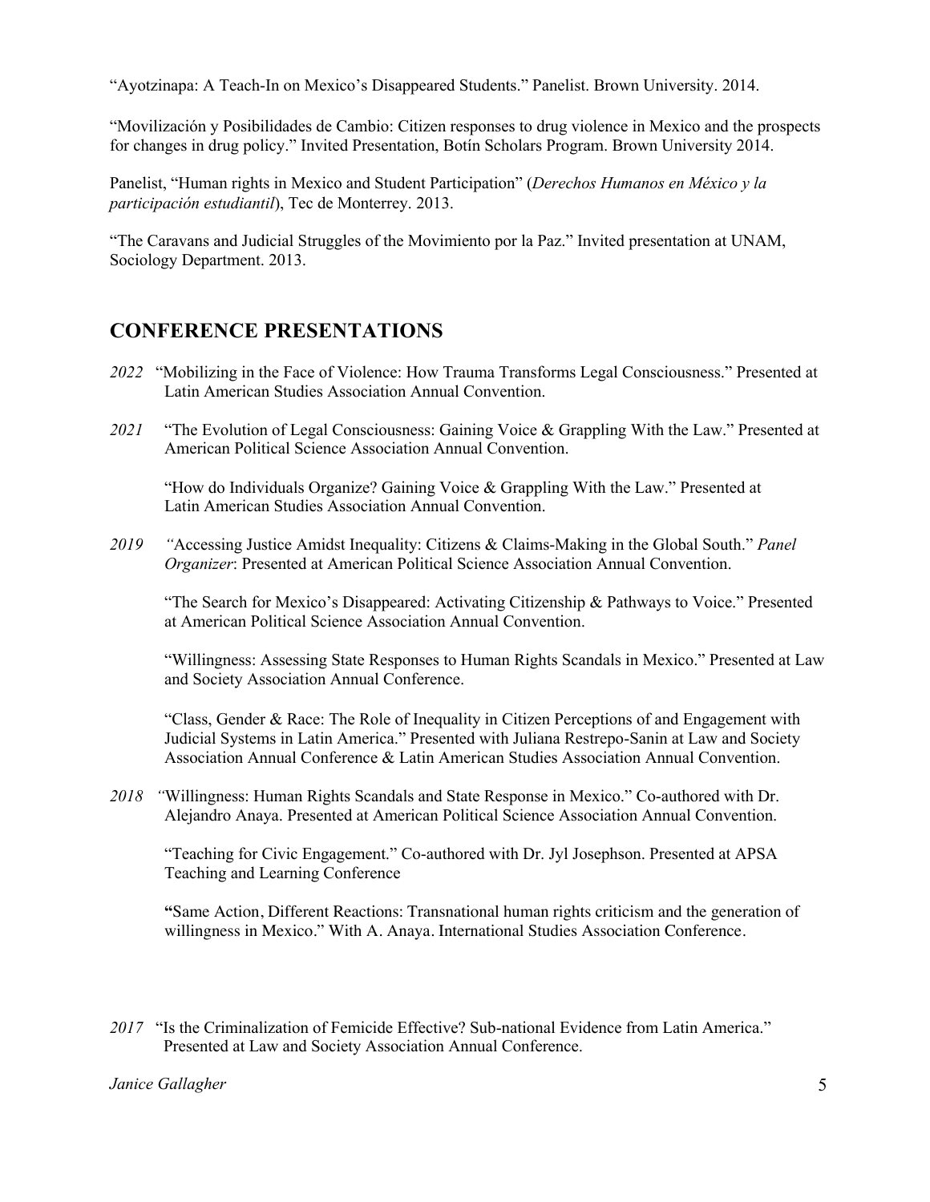"Ayotzinapa: A Teach-In on Mexico's Disappeared Students." Panelist. Brown University. 2014.

"Movilización y Posibilidades de Cambio: Citizen responses to drug violence in Mexico and the prospects for changes in drug policy." Invited Presentation, Botín Scholars Program. Brown University 2014.

Panelist, "Human rights in Mexico and Student Participation" (*Derechos Humanos en México y la participación estudiantil*), Tec de Monterrey. 2013.

"The Caravans and Judicial Struggles of the Movimiento por la Paz." Invited presentation at UNAM, Sociology Department. 2013.

## CONFERENCE PRESENTATIONS

*2022* "Mobilizing in the Face of Violence: How Trauma Transforms Legal Consciousness." Presented at Latin American Studies Association Annual Convention.

*2021* "The Evolution of Legal Consciousness: Gaining Voice & Grappling With the Law." Presented at American Political Science Association Annual Convention.

"How do Individuals Organize? Gaining Voice & Grappling With the Law." Presented at Latin American Studies Association Annual Convention.

*2019* "Accessing Justice Amidst Inequality: Citizens & Claims-Making in the Global South." *Panel Organizer*: Presented at American Political Science Association Annual Convention.

"The Search for Mexico's Disappeared: Activating Citizenship & Pathways to Voice." Presented at American Political Science Association Annual Convention.

"Willingness: Assessing State Responses to Human Rights Scandals in Mexico." Presented at Law and Society Association Annual Conference.

"Class, Gender & Race: The Role of Inequality in Citizen Perceptions of and Engagement with Judicial Systems in Latin America." Presented with Juliana Restrepo-Sanin at Law and Society Association Annual Conference & Latin American Studies Association Annual Convention.

*2018* "Willingness: Human Rights Scandals and State Response in Mexico." Co-authored with Dr. Alejandro Anaya. Presented at American Political Science Association Annual Convention.

"Teaching for Civic Engagement." Co-authored with Dr. Jyl Josephson. Presented at APSA Teaching and Learning Conference

"Same Action, Different Reactions: Transnational human rights criticism and the generation of willingness in Mexico." With A. Anaya. International Studies Association Conference.

*2017* "Is the Criminalization of Femicide Effective? Sub-national Evidence from Latin America." Presented at Law and Society Association Annual Conference.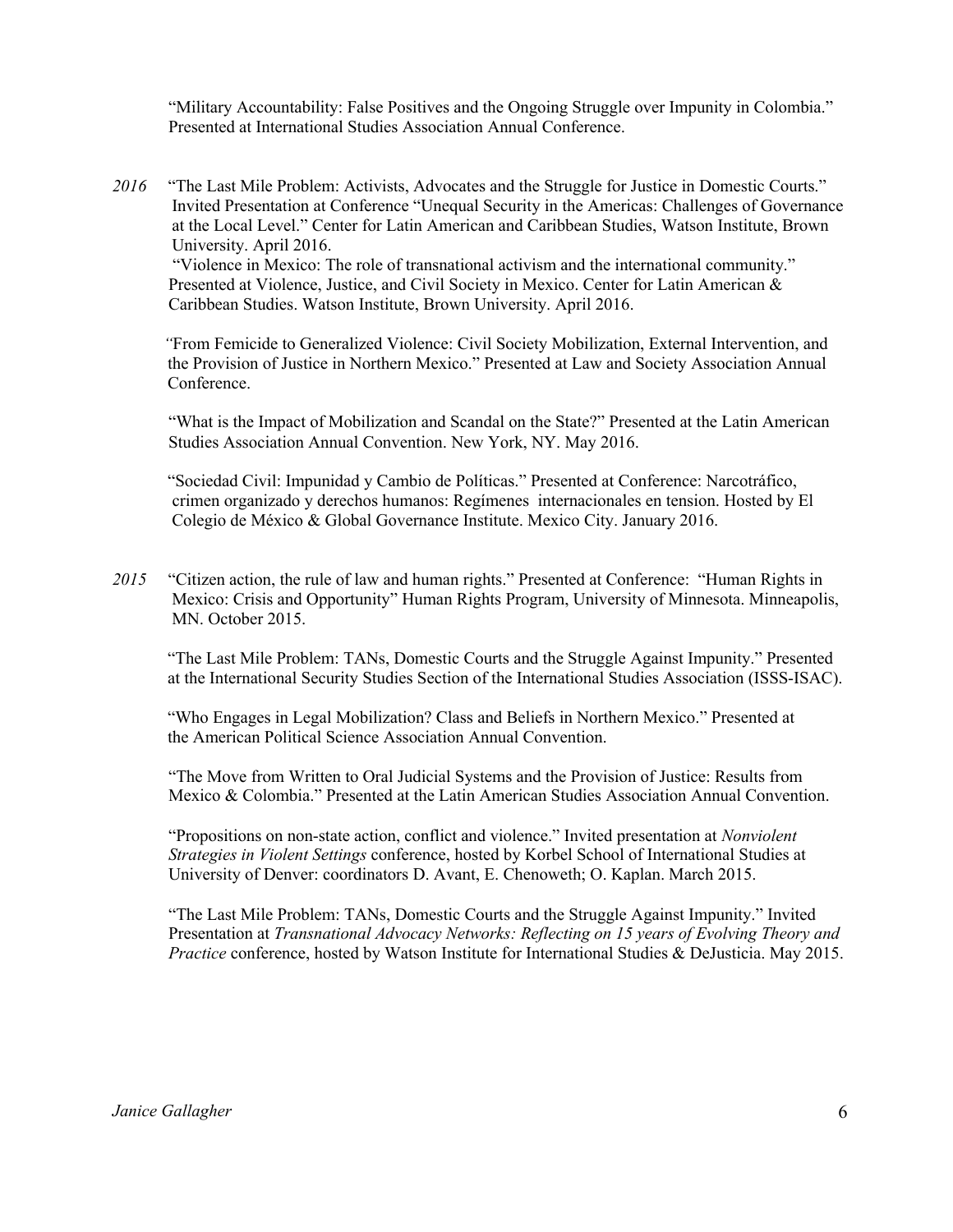"Military Accountability: False Positives and the Ongoing Struggle over Impunity in Colombia." Presented at International Studies Association Annual Conference.

*2016* "The Last Mile Problem: Activists, Advocates and the Struggle for Justice in Domestic Courts." Invited Presentation at Conference "Unequal Security in the Americas: Challenges of Governance at the Local Level." Center for Latin American and Caribbean Studies, Watson Institute, Brown University. April 2016.

"Violence in Mexico: The role of transnational activism and the international community." Presented at Violence, Justice, and Civil Society in Mexico. Center for Latin American & Caribbean Studies. Watson Institute, Brown University. April 2016.

"From Femicide to Generalized Violence: Civil Society Mobilization, External Intervention, and the Provision of Justice in Northern Mexico." Presented at Law and Society Association Annual Conference.

"What is the Impact of Mobilization and Scandal on the State?" Presented at the Latin American Studies Association Annual Convention. New York, NY. May 2016.

"Sociedad Civil: Impunidad y Cambio de Políticas." Presented at Conference: Narcotráfico, crimen organizado y derechos humanos: Regímenes internacionales en tension. Hosted by El Colegio de México & Global Governance Institute. Mexico City. January 2016.

*2015* "Citizen action, the rule of law and human rights." Presented at Conference: "Human Rights in Mexico: Crisis and Opportunity" Human Rights Program, University of Minnesota. Minneapolis, MN. October 2015.

"The Last Mile Problem: TANs, Domestic Courts and the Struggle Against Impunity." Presented at the International Security Studies Section of the International Studies Association (ISSS-ISAC).

"Who Engages in Legal Mobilization? Class and Beliefs in Northern Mexico." Presented at the American Political Science Association Annual Convention.

"The Move from Written to Oral Judicial Systems and the Provision of Justice: Results from Mexico & Colombia." Presented at the Latin American Studies Association Annual Convention.

"Propositions on non-state action, conflict and violence." Invited presentation at *Nonviolent Strategies in Violent Settings* conference, hosted by Korbel School of International Studies at University of Denver: coordinators D. Avant, E. Chenoweth; O. Kaplan. March 2015.

"The Last Mile Problem: TANs, Domestic Courts and the Struggle Against Impunity." Invited Presentation at *Transnational Advocacy Networks: Reflecting on 15 years of Evolving Theory and Practice* conference, hosted by Watson Institute for International Studies & DeJusticia. May 2015.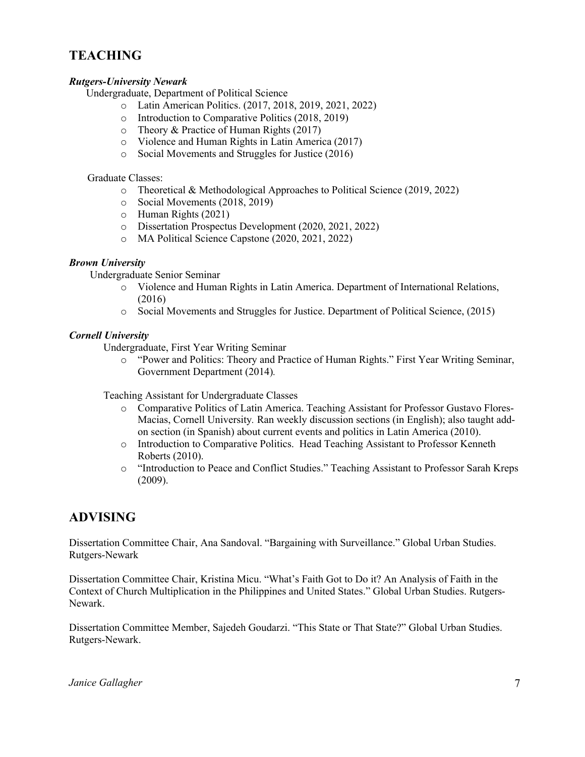## TEACHING

***Rutgers-University Newark***

Undergraduate, Department of Political Science

- Latin American Politics. (2017, 2018, 2019, 2021, 2022)
- Introduction to Comparative Politics (2018, 2019)
- Theory & Practice of Human Rights (2017)
- Violence and Human Rights in Latin America (2017)
- Social Movements and Struggles for Justice (2016)

Graduate Classes:

- Theoretical & Methodological Approaches to Political Science (2019, 2022)
- Social Movements (2018, 2019)
- Human Rights (2021)
- Dissertation Prospectus Development (2020, 2021, 2022)
- MA Political Science Capstone (2020, 2021, 2022)

***Brown University***

Undergraduate Senior Seminar

- Violence and Human Rights in Latin America. Department of International Relations, (2016)
- Social Movements and Struggles for Justice. Department of Political Science, (2015)

***Cornell University***

Undergraduate, First Year Writing Seminar

- "Power and Politics: Theory and Practice of Human Rights." First Year Writing Seminar, Government Department (2014).

Teaching Assistant for Undergraduate Classes

- Comparative Politics of Latin America. Teaching Assistant for Professor Gustavo Flores-Macias, Cornell University. Ran weekly discussion sections (in English); also taught add-on section (in Spanish) about current events and politics in Latin America (2010).
- Introduction to Comparative Politics. Head Teaching Assistant to Professor Kenneth Roberts (2010).
- "Introduction to Peace and Conflict Studies." Teaching Assistant to Professor Sarah Kreps (2009).

## ADVISING

Dissertation Committee Chair, Ana Sandoval. "Bargaining with Surveillance." Global Urban Studies. Rutgers-Newark

Dissertation Committee Chair, Kristina Micu. "What's Faith Got to Do it? An Analysis of Faith in the Context of Church Multiplication in the Philippines and United States." Global Urban Studies. Rutgers-Newark.

Dissertation Committee Member, Sajedeh Goudarzi. "This State or That State?" Global Urban Studies. Rutgers-Newark.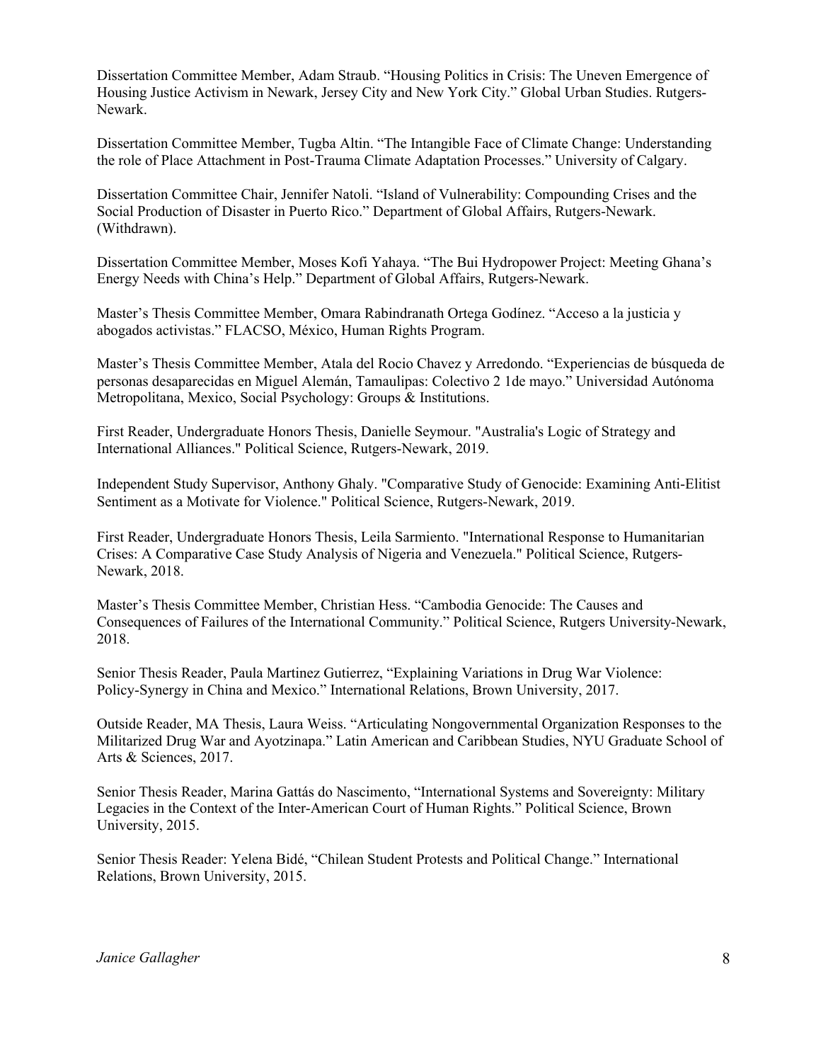Dissertation Committee Member, Adam Straub. “Housing Politics in Crisis: The Uneven Emergence of Housing Justice Activism in Newark, Jersey City and New York City.” Global Urban Studies. Rutgers-Newark.

Dissertation Committee Member, Tugba Altin. “The Intangible Face of Climate Change: Understanding the role of Place Attachment in Post-Trauma Climate Adaptation Processes.” University of Calgary.

Dissertation Committee Chair, Jennifer Natoli. “Island of Vulnerability: Compounding Crises and the Social Production of Disaster in Puerto Rico.” Department of Global Affairs, Rutgers-Newark. (Withdrawn).

Dissertation Committee Member, Moses Kofi Yahaya. “The Bui Hydropower Project: Meeting Ghana’s Energy Needs with China’s Help.” Department of Global Affairs, Rutgers-Newark.

Master’s Thesis Committee Member, Omara Rabindranath Ortega Godínez. “Acceso a la justicia y abogados activistas.” FLACSO, México, Human Rights Program.

Master’s Thesis Committee Member, Atala del Rocio Chavez y Arredondo. “Experiencias de búsqueda de personas desaparecidas en Miguel Alemán, Tamaulipas: Colectivo 2 1de mayo.” Universidad Autónoma Metropolitana, Mexico, Social Psychology: Groups & Institutions.

First Reader, Undergraduate Honors Thesis, Danielle Seymour. "Australia's Logic of Strategy and International Alliances." Political Science, Rutgers-Newark, 2019.

Independent Study Supervisor, Anthony Ghaly. "Comparative Study of Genocide: Examining Anti-Elitist Sentiment as a Motivate for Violence." Political Science, Rutgers-Newark, 2019.

First Reader, Undergraduate Honors Thesis, Leila Sarmiento. "International Response to Humanitarian Crises: A Comparative Case Study Analysis of Nigeria and Venezuela." Political Science, Rutgers-Newark, 2018.

Master’s Thesis Committee Member, Christian Hess. “Cambodia Genocide: The Causes and Consequences of Failures of the International Community.” Political Science, Rutgers University-Newark, 2018.

Senior Thesis Reader, Paula Martinez Gutierrez, “Explaining Variations in Drug War Violence: Policy-Synergy in China and Mexico.” International Relations, Brown University, 2017.

Outside Reader, MA Thesis, Laura Weiss. “Articulating Nongovernmental Organization Responses to the Militarized Drug War and Ayotzinapa.” Latin American and Caribbean Studies, NYU Graduate School of Arts & Sciences, 2017.

Senior Thesis Reader, Marina Gattás do Nascimento, “International Systems and Sovereignty: Military Legacies in the Context of the Inter-American Court of Human Rights.” Political Science, Brown University, 2015.

Senior Thesis Reader: Yelena Bidé, “Chilean Student Protests and Political Change.” International Relations, Brown University, 2015.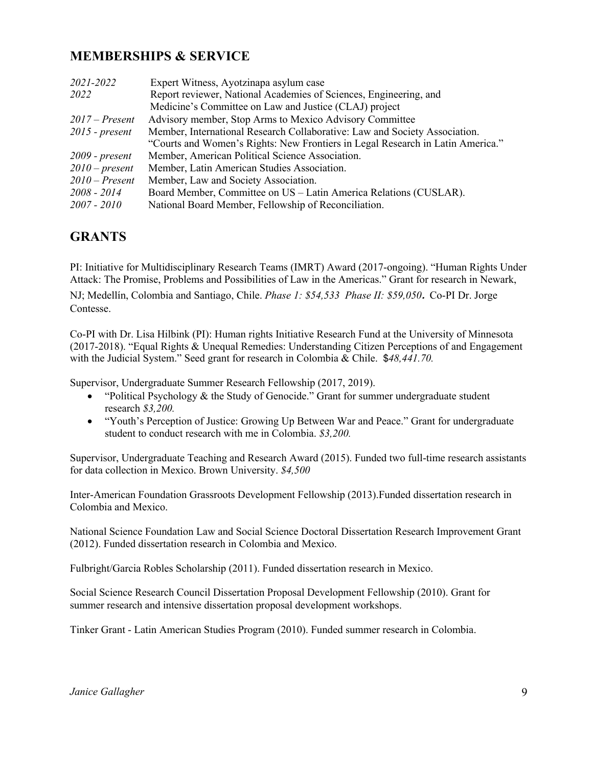## MEMBERSHIPS & SERVICE

| | |
|---|---|
| *2021-2022* | Expert Witness, Ayotzinapa asylum case |
| *2022* | Report reviewer, National Academies of Sciences, Engineering, and Medicine's Committee on Law and Justice (CLAJ) project |
| *2017 – Present* | Advisory member, Stop Arms to Mexico Advisory Committee |
| *2015 - present* | Member, International Research Collaborative: Law and Society Association. "Courts and Women's Rights: New Frontiers in Legal Research in Latin America." |
| *2009 - present* | Member, American Political Science Association. |
| *2010 – present* | Member, Latin American Studies Association. |
| *2010 – Present* | Member, Law and Society Association. |
| *2008 - 2014* | Board Member, Committee on US – Latin America Relations (CUSLAR). |
| *2007 - 2010* | National Board Member, Fellowship of Reconciliation. |

## GRANTS

PI: Initiative for Multidisciplinary Research Teams (IMRT) Award (2017-ongoing). "Human Rights Under Attack: The Promise, Problems and Possibilities of Law in the Americas." Grant for research in Newark, NJ; Medellín, Colombia and Santiago, Chile. *Phase 1: $54,533 Phase II: $59,050***.** Co-PI Dr. Jorge Contesse.

Co-PI with Dr. Lisa Hilbink (PI): Human rights Initiative Research Fund at the University of Minnesota (2017-2018). "Equal Rights & Unequal Remedies: Understanding Citizen Perceptions of and Engagement with the Judicial System." Seed grant for research in Colombia & Chile. $*48,441.70.*

Supervisor, Undergraduate Summer Research Fellowship (2017, 2019).

- "Political Psychology & the Study of Genocide." Grant for summer undergraduate student research *$3,200.*
- "Youth's Perception of Justice: Growing Up Between War and Peace." Grant for undergraduate student to conduct research with me in Colombia. *$3,200.*

Supervisor, Undergraduate Teaching and Research Award (2015). Funded two full-time research assistants for data collection in Mexico. Brown University. *$4,500*

Inter-American Foundation Grassroots Development Fellowship (2013).Funded dissertation research in Colombia and Mexico.

National Science Foundation Law and Social Science Doctoral Dissertation Research Improvement Grant (2012). Funded dissertation research in Colombia and Mexico.

Fulbright/Garcia Robles Scholarship (2011). Funded dissertation research in Mexico.

Social Science Research Council Dissertation Proposal Development Fellowship (2010). Grant for summer research and intensive dissertation proposal development workshops.

Tinker Grant - Latin American Studies Program (2010). Funded summer research in Colombia.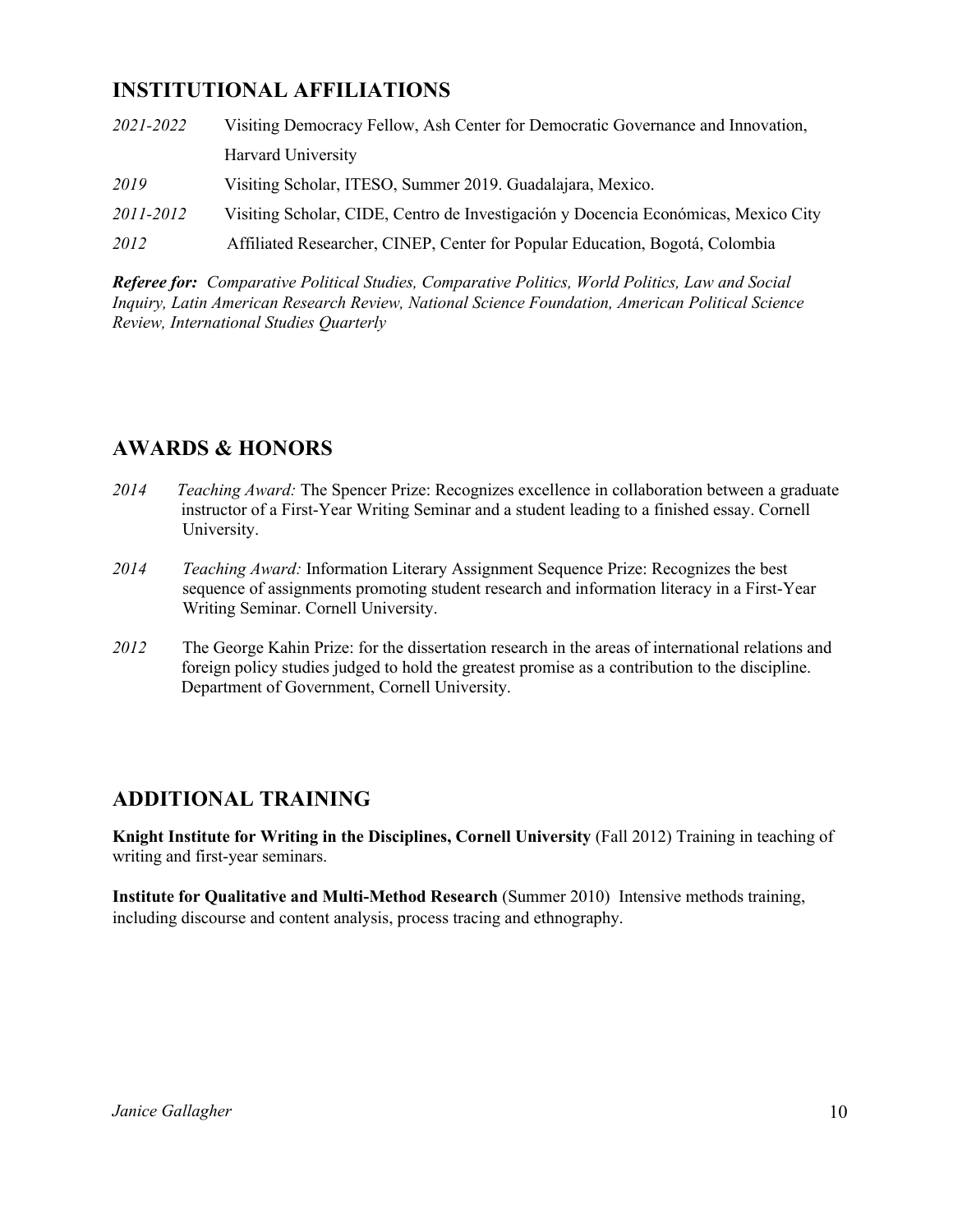## INSTITUTIONAL AFFILIATIONS

*2021-2022* Visiting Democracy Fellow, Ash Center for Democratic Governance and Innovation, Harvard University

*2019* Visiting Scholar, ITESO, Summer 2019. Guadalajara, Mexico.

*2011-2012* Visiting Scholar, CIDE, Centro de Investigación y Docencia Económicas, Mexico City

*2012* Affiliated Researcher, CINEP, Center for Popular Education, Bogotá, Colombia

***Referee for:*** *Comparative Political Studies, Comparative Politics, World Politics, Law and Social Inquiry, Latin American Research Review, National Science Foundation, American Political Science Review, International Studies Quarterly*

## AWARDS & HONORS

*2014* *Teaching Award:* The Spencer Prize: Recognizes excellence in collaboration between a graduate instructor of a First-Year Writing Seminar and a student leading to a finished essay. Cornell University.

*2014* *Teaching Award:* Information Literary Assignment Sequence Prize: Recognizes the best sequence of assignments promoting student research and information literacy in a First-Year Writing Seminar. Cornell University.

*2012* The George Kahin Prize: for the dissertation research in the areas of international relations and foreign policy studies judged to hold the greatest promise as a contribution to the discipline. Department of Government, Cornell University.

## ADDITIONAL TRAINING

**Knight Institute for Writing in the Disciplines, Cornell University** (Fall 2012) Training in teaching of writing and first-year seminars.

**Institute for Qualitative and Multi-Method Research** (Summer 2010) Intensive methods training, including discourse and content analysis, process tracing and ethnography.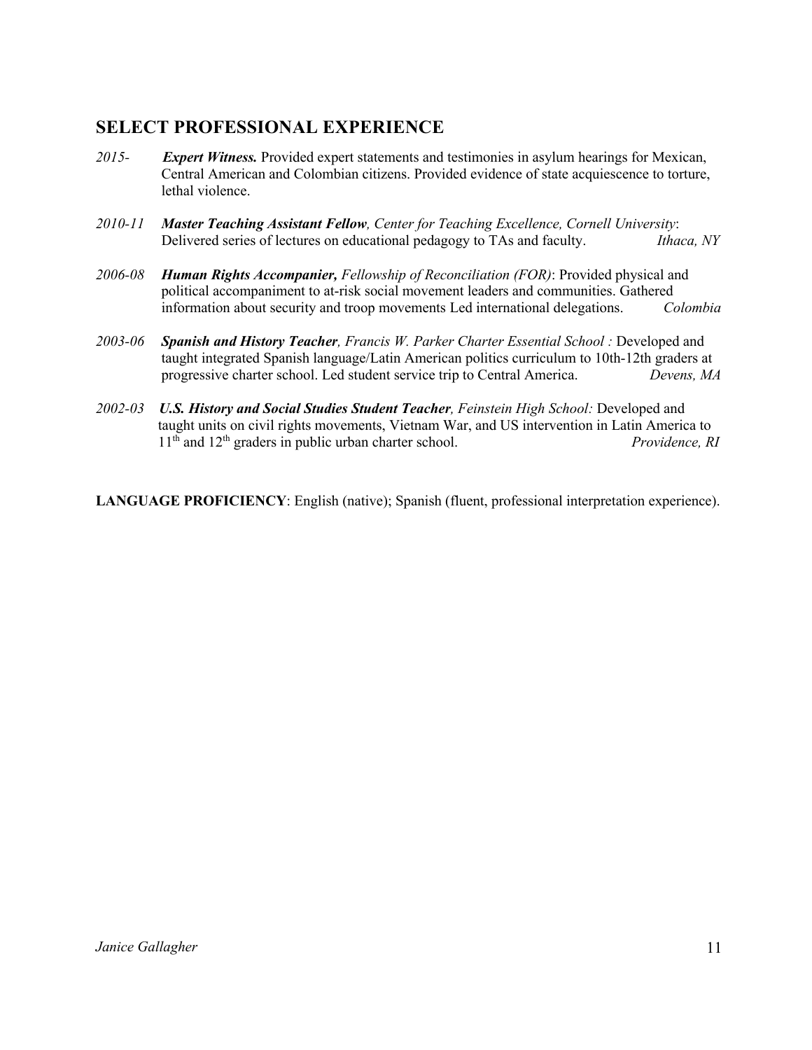## SELECT PROFESSIONAL EXPERIENCE

*2015-* ***Expert Witness.*** Provided expert statements and testimonies in asylum hearings for Mexican, Central American and Colombian citizens. Provided evidence of state acquiescence to torture, lethal violence.

*2010-11* ***Master Teaching Assistant Fellow**, Center for Teaching Excellence, Cornell University*: Delivered series of lectures on educational pedagogy to TAs and faculty. *Ithaca, NY*

*2006-08* ***Human Rights Accompanier,** Fellowship of Reconciliation (FOR)*: Provided physical and political accompaniment to at-risk social movement leaders and communities. Gathered information about security and troop movements Led international delegations. *Colombia*

*2003-06* ***Spanish and History Teacher**, Francis W. Parker Charter Essential School :* Developed and taught integrated Spanish language/Latin American politics curriculum to 10th-12th graders at progressive charter school. Led student service trip to Central America. *Devens, MA*

*2002-03* ***U.S. History and Social Studies Student Teacher**, Feinstein High School:* Developed and taught units on civil rights movements, Vietnam War, and US intervention in Latin America to 11th and 12th graders in public urban charter school. *Providence, RI*

**LANGUAGE PROFICIENCY**: English (native); Spanish (fluent, professional interpretation experience).